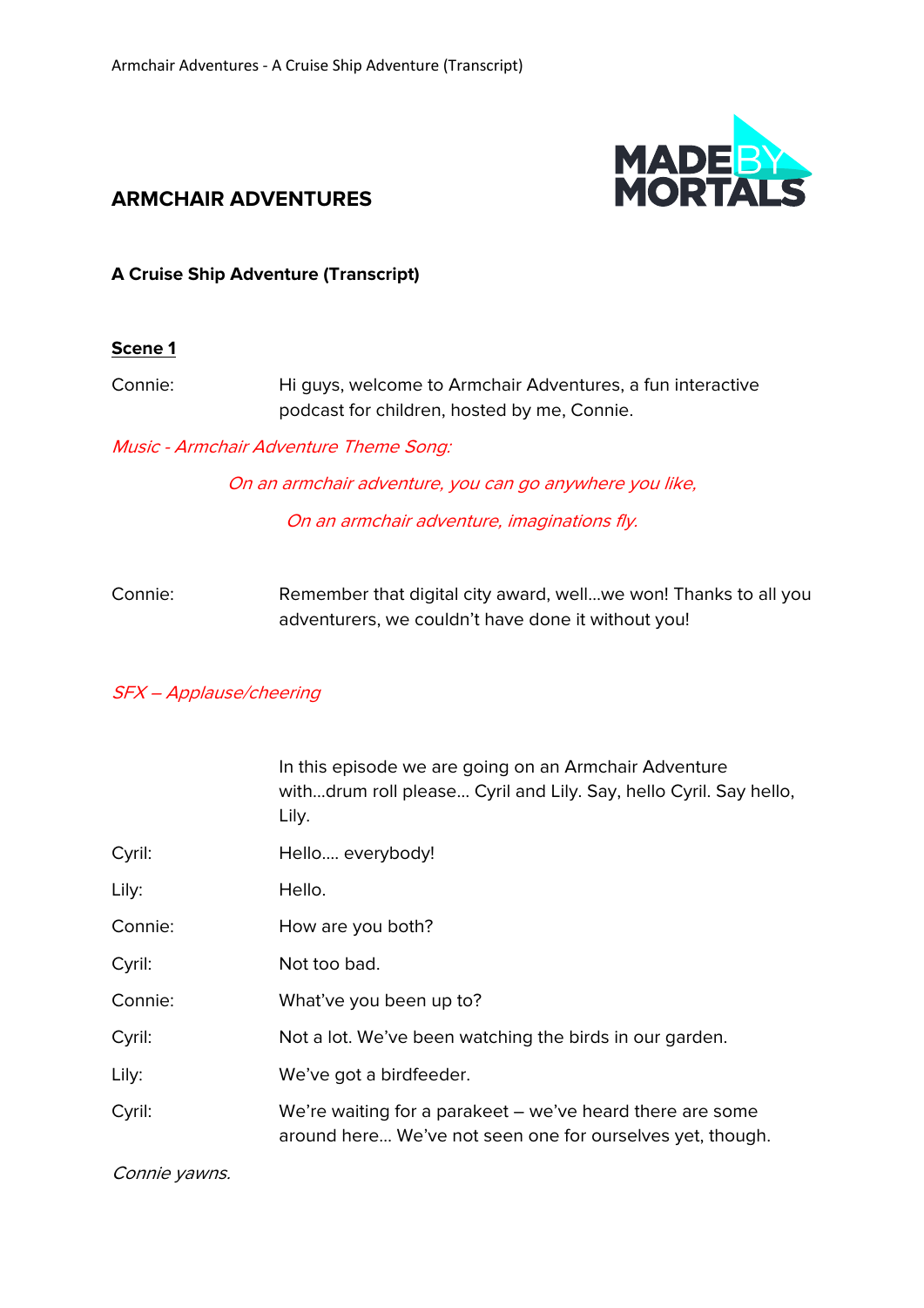# ARMCHAIR ADVENTURES

**A Cruise Ship Adventure (Transcript)**

**Scene 1**

Connie: Hi guys, welcome to Armchair Adventures, a fun interactive podcast for children, hosted by me, Connie.

*Music - Armchair Adventure Theme Song:*

*On an armchair adventure, you can go anywhere you like,*

*On an armchair adventure, imaginations fly.*

Connie: Remember that digital city award, well…we won! Thanks to all you adventurers, we couldn't have done it without you!

*SFX – Applause/cheering*

In this episode we are going on an Armchair Adventure with…drum roll please… Cyril and Lily. Say, hello Cyril. Say hello, Lily.

Cyril: Hello…. everybody!

Lily: Hello.

Connie: How are you both?

Cyril: Not too bad.

Connie: What've you been up to?

Cyril: Not a lot. We've been watching the birds in our garden.

Lily: We've got a birdfeeder.

Cyril: We're waiting for a parakeet – we've heard there are some around here… We've not seen one for ourselves yet, though.

*Connie yawns.*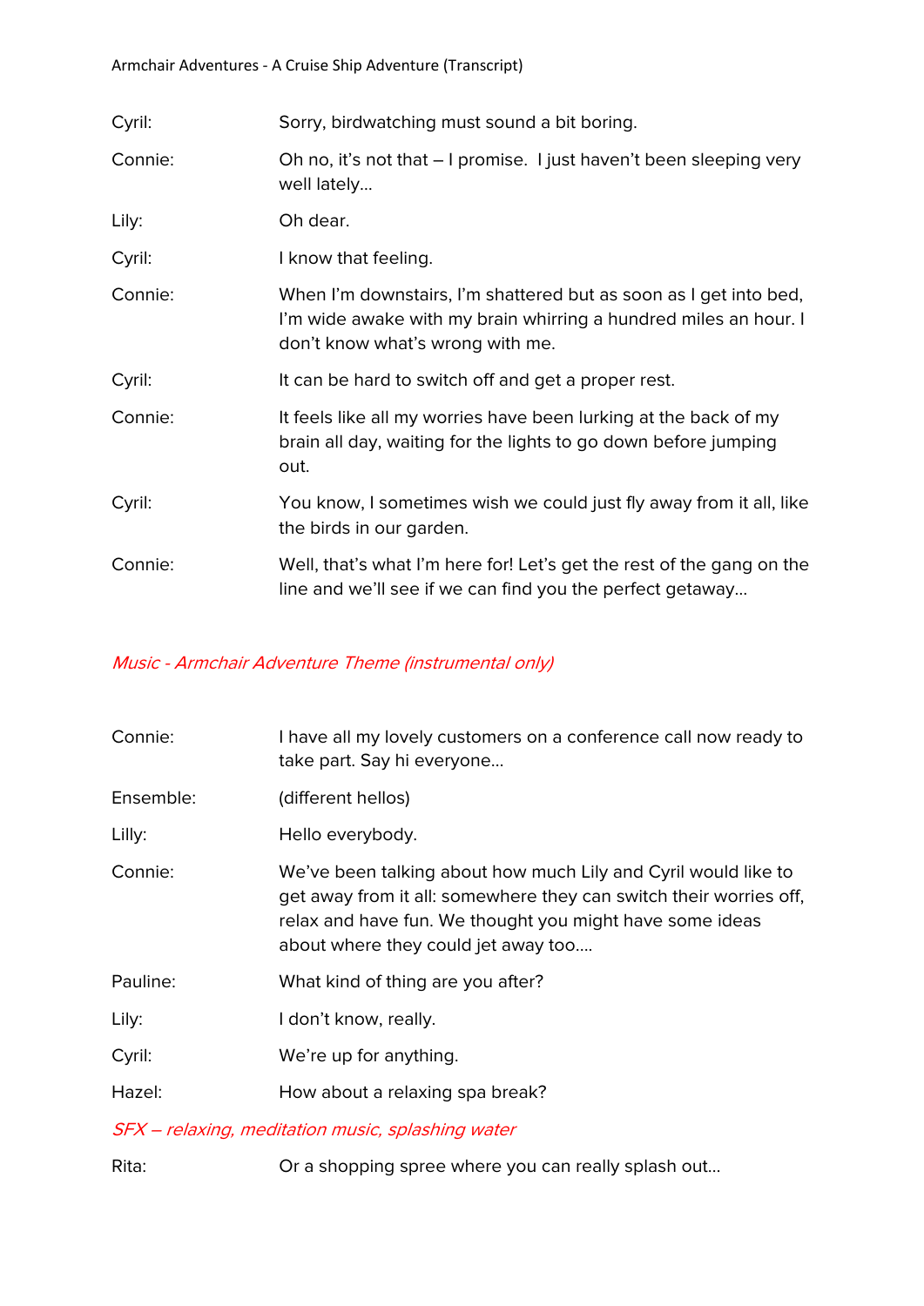| | |
|---|---|
| Cyril: | Sorry, birdwatching must sound a bit boring. |
| Connie: | Oh no, it's not that – I promise.  I just haven't been sleeping very well lately… |
| Lily: | Oh dear. |
| Cyril: | I know that feeling. |
| Connie: | When I'm downstairs, I'm shattered but as soon as I get into bed, I'm wide awake with my brain whirring a hundred miles an hour. I don't know what's wrong with me. |
| Cyril: | It can be hard to switch off and get a proper rest. |
| Connie: | It feels like all my worries have been lurking at the back of my brain all day, waiting for the lights to go down before jumping out. |
| Cyril: | You know, I sometimes wish we could just fly away from it all, like the birds in our garden. |
| Connie: | Well, that's what I'm here for! Let's get the rest of the gang on the line and we'll see if we can find you the perfect getaway… |

*Music - Armchair Adventure Theme (instrumental only)*

| | |
|---|---|
| Connie: | I have all my lovely customers on a conference call now ready to take part. Say hi everyone… |
| Ensemble: | (different hellos) |
| Lilly: | Hello everybody. |
| Connie: | We've been talking about how much Lily and Cyril would like to get away from it all: somewhere they can switch their worries off, relax and have fun. We thought you might have some ideas about where they could jet away too…. |
| Pauline: | What kind of thing are you after? |
| Lily: | I don't know, really. |
| Cyril: | We're up for anything. |
| Hazel: | How about a relaxing spa break? |

*SFX – relaxing, meditation music, splashing water*

| | |
|---|---|
| Rita: | Or a shopping spree where you can really splash out… |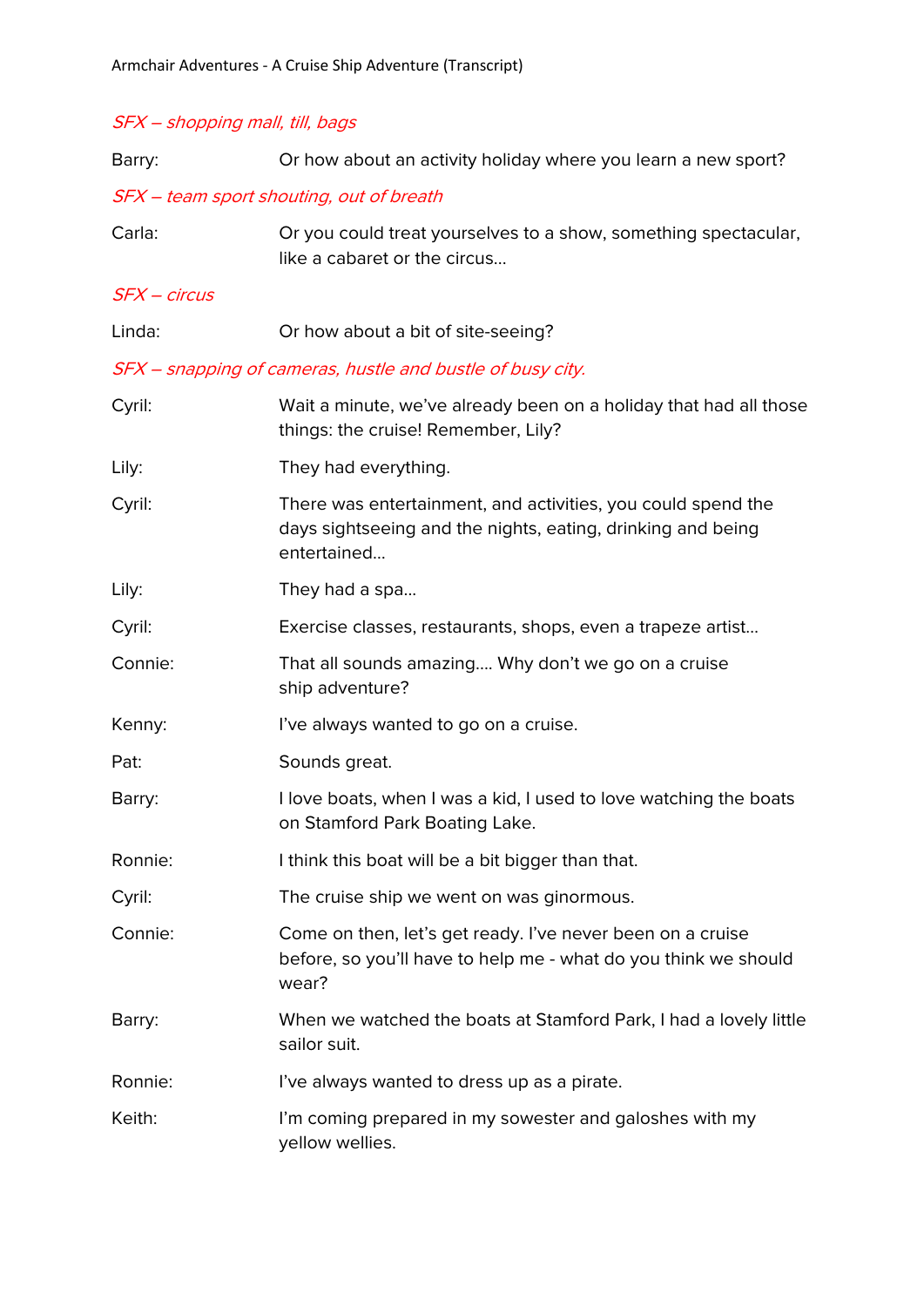*SFX – shopping mall, till, bags*

| | |
|---|---|
| Barry: | Or how about an activity holiday where you learn a new sport? |

*SFX – team sport shouting, out of breath*

| | |
|---|---|
| Carla: | Or you could treat yourselves to a show, something spectacular, like a cabaret or the circus… |

*SFX – circus*

| | |
|---|---|
| Linda: | Or how about a bit of site-seeing? |

*SFX – snapping of cameras, hustle and bustle of busy city.*

| | |
|---|---|
| Cyril: | Wait a minute, we've already been on a holiday that had all those things: the cruise! Remember, Lily? |
| Lily: | They had everything. |
| Cyril: | There was entertainment, and activities, you could spend the days sightseeing and the nights, eating, drinking and being entertained… |
| Lily: | They had a spa… |
| Cyril: | Exercise classes, restaurants, shops, even a trapeze artist… |
| Connie: | That all sounds amazing…. Why don't we go on a cruise ship adventure? |
| Kenny: | I've always wanted to go on a cruise. |
| Pat: | Sounds great. |
| Barry: | I love boats, when I was a kid, I used to love watching the boats on Stamford Park Boating Lake. |
| Ronnie: | I think this boat will be a bit bigger than that. |
| Cyril: | The cruise ship we went on was ginormous. |
| Connie: | Come on then, let's get ready. I've never been on a cruise before, so you'll have to help me - what do you think we should wear? |
| Barry: | When we watched the boats at Stamford Park, I had a lovely little sailor suit. |
| Ronnie: | I've always wanted to dress up as a pirate. |
| Keith: | I'm coming prepared in my sowester and galoshes with my yellow wellies. |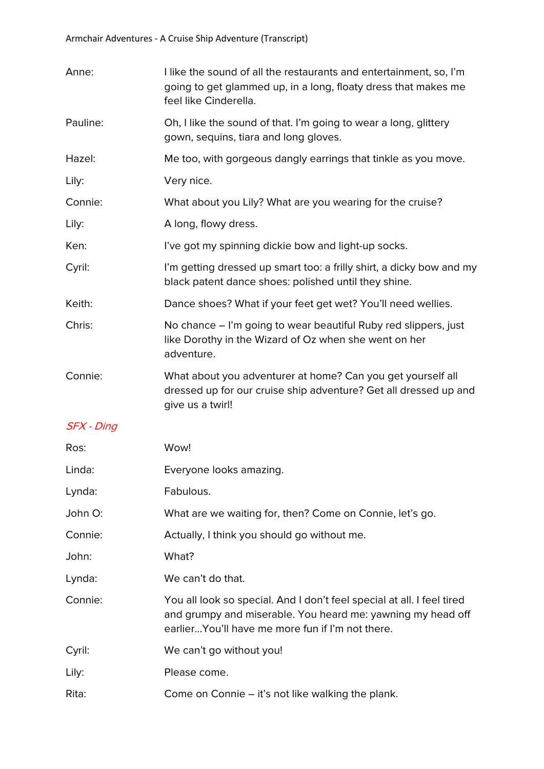Anne: I like the sound of all the restaurants and entertainment, so, I'm going to get glammed up, in a long, floaty dress that makes me feel like Cinderella.

Pauline: Oh, I like the sound of that. I'm going to wear a long, glittery gown, sequins, tiara and long gloves.

Hazel: Me too, with gorgeous dangly earrings that tinkle as you move.

Lily: Very nice.

Connie: What about you Lily? What are you wearing for the cruise?

Lily: A long, flowy dress.

Ken: I've got my spinning dickie bow and light-up socks.

Cyril: I'm getting dressed up smart too: a frilly shirt, a dicky bow and my black patent dance shoes: polished until they shine.

Keith: Dance shoes? What if your feet get wet? You'll need wellies.

Chris: No chance – I'm going to wear beautiful Ruby red slippers, just like Dorothy in the Wizard of Oz when she went on her adventure.

Connie: What about you adventurer at home? Can you get yourself all dressed up for our cruise ship adventure? Get all dressed up and give us a twirl!

*SFX - Ding*

Ros: Wow!

Linda: Everyone looks amazing.

Lynda: Fabulous.

John O: What are we waiting for, then? Come on Connie, let's go.

Connie: Actually, I think you should go without me.

John: What?

Lynda: We can't do that.

Connie: You all look so special. And I don't feel special at all. I feel tired and grumpy and miserable. You heard me: yawning my head off earlier...You'll have me more fun if I'm not there.

Cyril: We can't go without you!

Lily: Please come.

Rita: Come on Connie – it's not like walking the plank.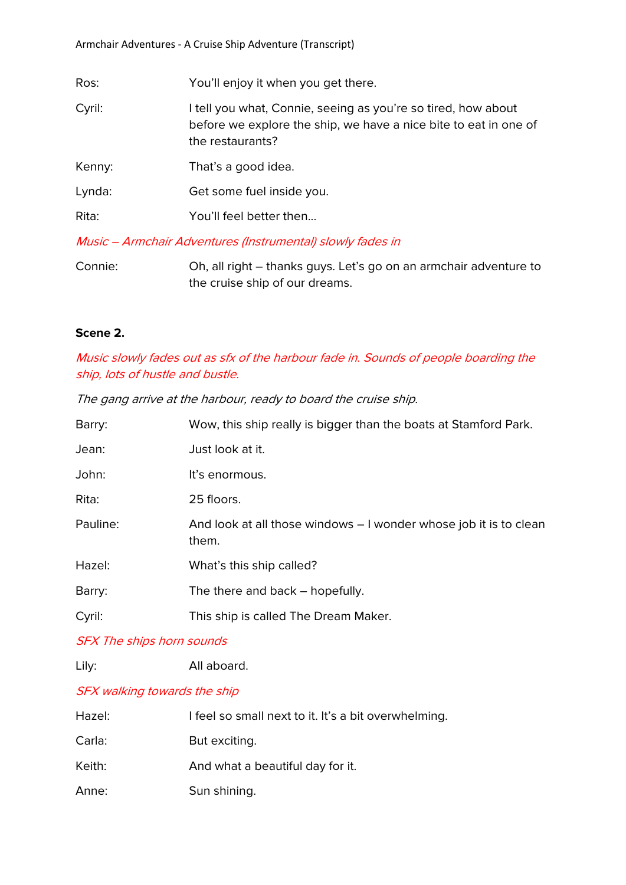| | |
|---|---|
| Ros: | You'll enjoy it when you get there. |
| Cyril: | I tell you what, Connie, seeing as you're so tired, how about before we explore the ship, we have a nice bite to eat in one of the restaurants? |
| Kenny: | That's a good idea. |
| Lynda: | Get some fuel inside you. |
| Rita: | You'll feel better then… |

*Music – Armchair Adventures (Instrumental) slowly fades in*

| | |
|---|---|
| Connie: | Oh, all right – thanks guys. Let's go on an armchair adventure to the cruise ship of our dreams. |

**Scene 2.**

*Music slowly fades out as sfx of the harbour fade in. Sounds of people boarding the ship, lots of hustle and bustle.*

*The gang arrive at the harbour, ready to board the cruise ship.*

| | |
|---|---|
| Barry: | Wow, this ship really is bigger than the boats at Stamford Park. |
| Jean: | Just look at it. |
| John: | It's enormous. |
| Rita: | 25 floors. |
| Pauline: | And look at all those windows – I wonder whose job it is to clean them. |
| Hazel: | What's this ship called? |
| Barry: | The there and back – hopefully. |
| Cyril: | This ship is called The Dream Maker. |

*SFX The ships horn sounds*

| | |
|---|---|
| Lily: | All aboard. |

*SFX walking towards the ship*

| | |
|---|---|
| Hazel: | I feel so small next to it. It's a bit overwhelming. |
| Carla: | But exciting. |
| Keith: | And what a beautiful day for it. |
| Anne: | Sun shining. |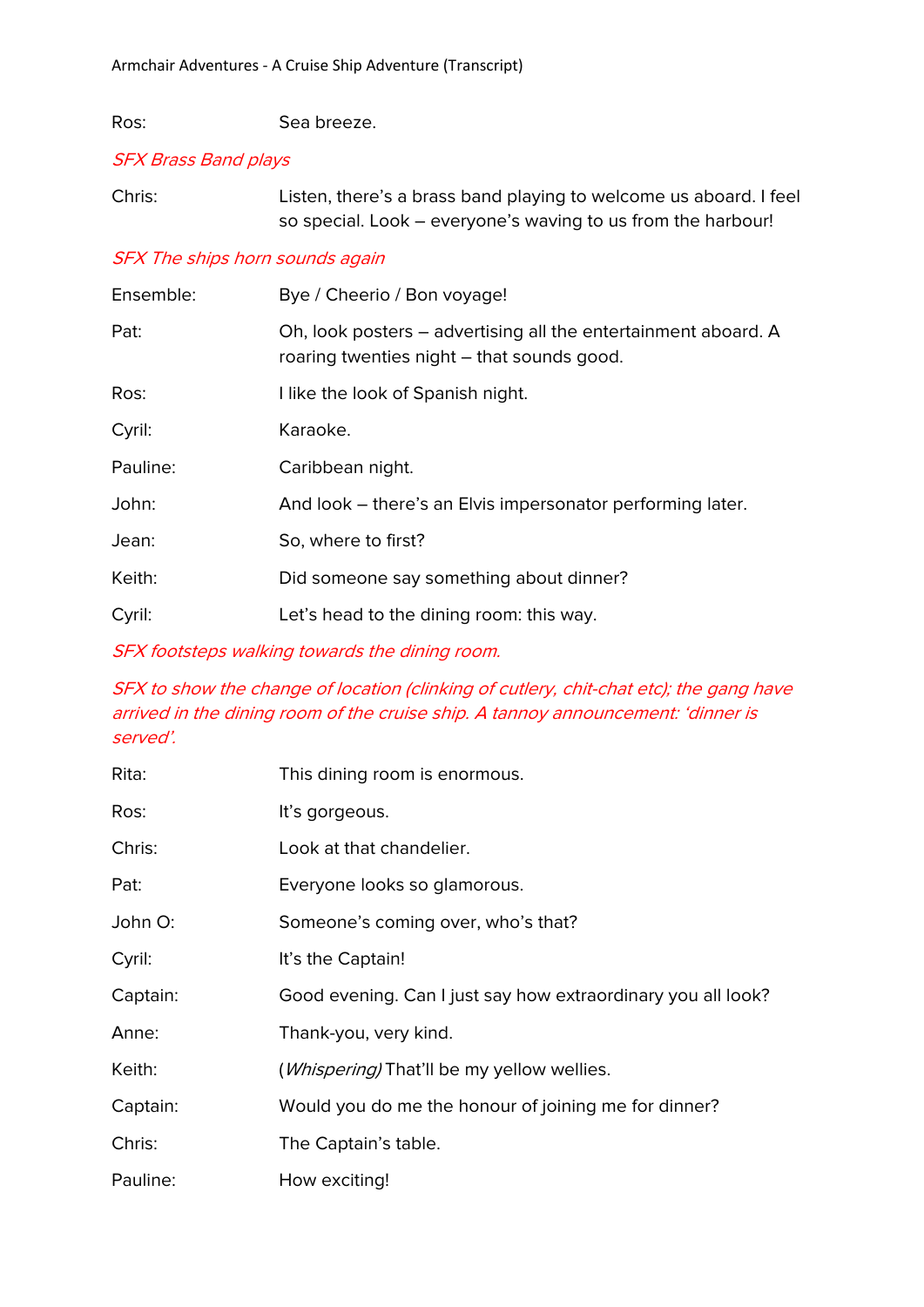Ros: Sea breeze.

*SFX Brass Band plays*

Chris: Listen, there's a brass band playing to welcome us aboard. I feel so special. Look – everyone's waving to us from the harbour!

*SFX The ships horn sounds again*

Ensemble: Bye / Cheerio / Bon voyage!

Pat: Oh, look posters – advertising all the entertainment aboard. A roaring twenties night – that sounds good.

Ros: I like the look of Spanish night.

Cyril: Karaoke.

Pauline: Caribbean night.

John: And look – there's an Elvis impersonator performing later.

Jean: So, where to first?

Keith: Did someone say something about dinner?

Cyril: Let's head to the dining room: this way.

*SFX footsteps walking towards the dining room.*

*SFX to show the change of location (clinking of cutlery, chit-chat etc); the gang have arrived in the dining room of the cruise ship. A tannoy announcement: 'dinner is served'.*

Rita: This dining room is enormous.

Ros: It's gorgeous.

Chris: Look at that chandelier.

Pat: Everyone looks so glamorous.

John O: Someone's coming over, who's that?

Cyril: It's the Captain!

Captain: Good evening. Can I just say how extraordinary you all look?

Anne: Thank-you, very kind.

Keith: (*Whispering)* That'll be my yellow wellies.

Captain: Would you do me the honour of joining me for dinner?

Chris: The Captain's table.

Pauline: How exciting!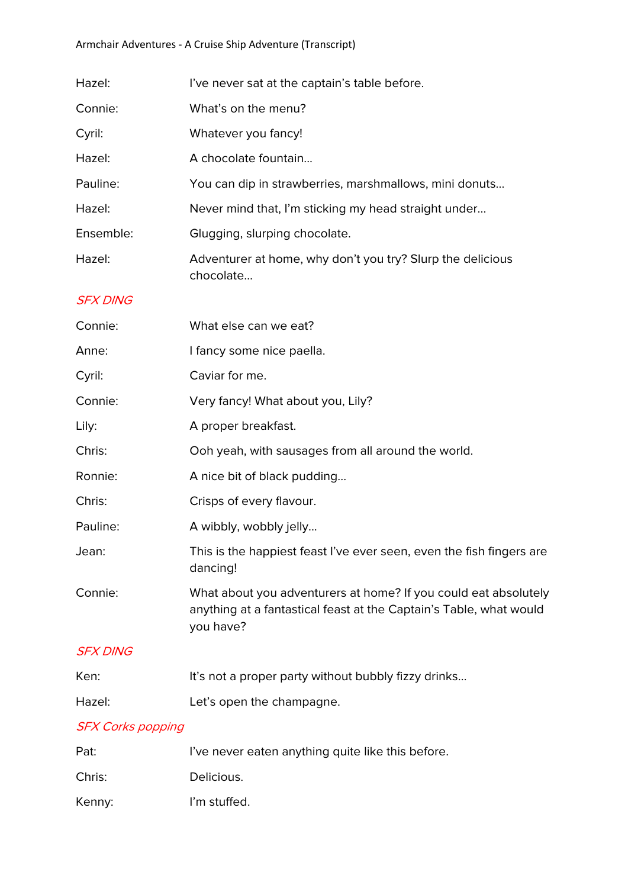Hazel: I've never sat at the captain's table before.

Connie: What's on the menu?

Cyril: Whatever you fancy!

Hazel: A chocolate fountain…

Pauline: You can dip in strawberries, marshmallows, mini donuts…

Hazel: Never mind that, I'm sticking my head straight under…

Ensemble: Glugging, slurping chocolate.

Hazel: Adventurer at home, why don't you try? Slurp the delicious chocolate…

*SFX DING*

Connie: What else can we eat?

Anne: I fancy some nice paella.

Cyril: Caviar for me.

Connie: Very fancy! What about you, Lily?

Lily: A proper breakfast.

Chris: Ooh yeah, with sausages from all around the world.

Ronnie: A nice bit of black pudding…

Chris: Crisps of every flavour.

Pauline: A wibbly, wobbly jelly…

Jean: This is the happiest feast I've ever seen, even the fish fingers are dancing!

Connie: What about you adventurers at home? If you could eat absolutely anything at a fantastical feast at the Captain's Table, what would you have?

*SFX DING*

Ken: It's not a proper party without bubbly fizzy drinks…

Hazel: Let's open the champagne.

*SFX Corks popping*

Pat: I've never eaten anything quite like this before.

Chris: Delicious.

Kenny: I'm stuffed.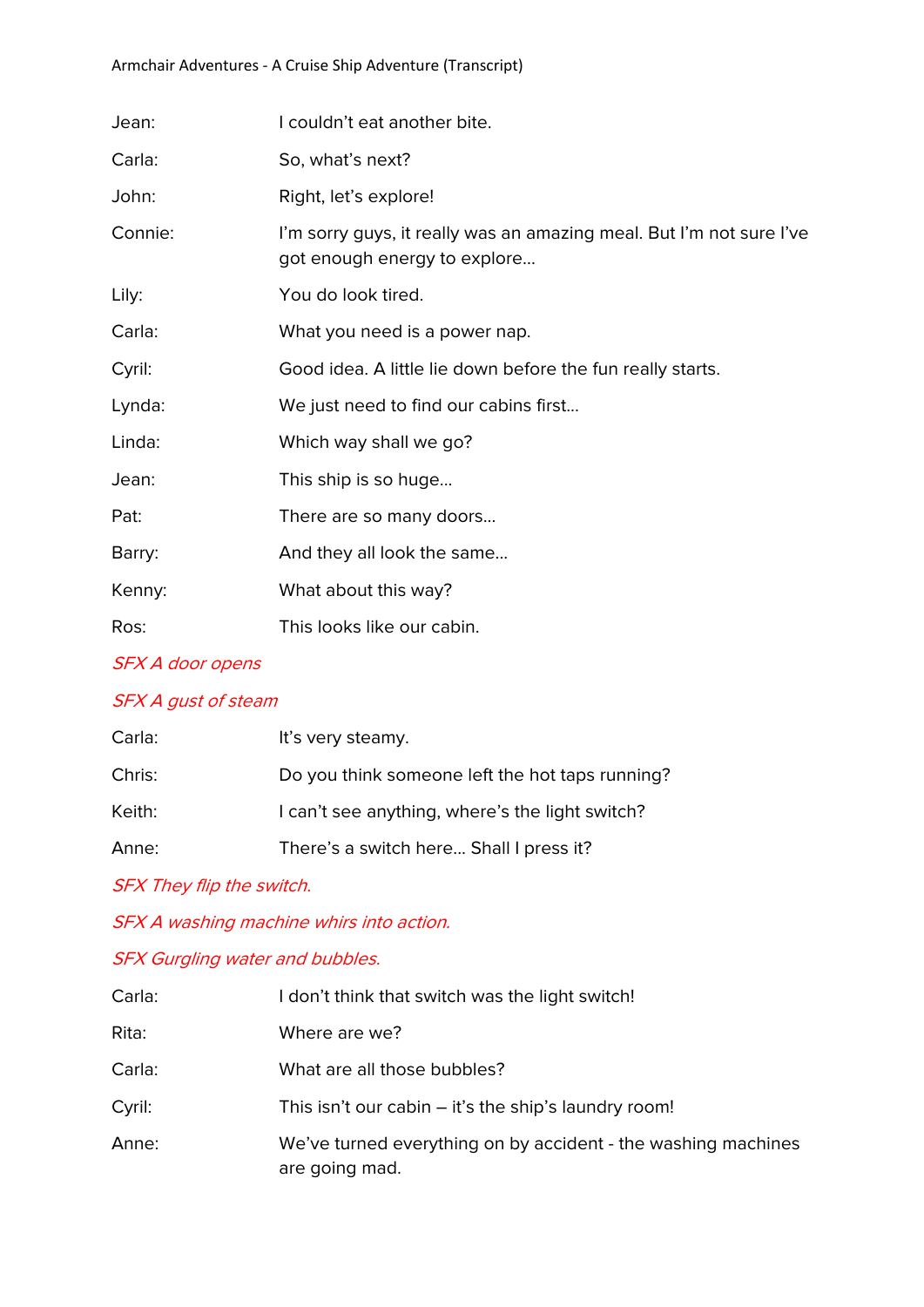| | |
|---|---|
| Jean: | I couldn't eat another bite. |
| Carla: | So, what's next? |
| John: | Right, let's explore! |
| Connie: | I'm sorry guys, it really was an amazing meal. But I'm not sure I've got enough energy to explore… |
| Lily: | You do look tired. |
| Carla: | What you need is a power nap. |
| Cyril: | Good idea. A little lie down before the fun really starts. |
| Lynda: | We just need to find our cabins first… |
| Linda: | Which way shall we go? |
| Jean: | This ship is so huge… |
| Pat: | There are so many doors… |
| Barry: | And they all look the same… |
| Kenny: | What about this way? |
| Ros: | This looks like our cabin. |

*SFX A door opens*

*SFX A gust of steam*

| | |
|---|---|
| Carla: | It's very steamy. |
| Chris: | Do you think someone left the hot taps running? |
| Keith: | I can't see anything, where's the light switch? |
| Anne: | There's a switch here… Shall I press it? |

*SFX They flip the switch.*

*SFX A washing machine whirs into action.*

*SFX Gurgling water and bubbles.*

| | |
|---|---|
| Carla: | I don't think that switch was the light switch! |
| Rita: | Where are we? |
| Carla: | What are all those bubbles? |
| Cyril: | This isn't our cabin – it's the ship's laundry room! |
| Anne: | We've turned everything on by accident - the washing machines are going mad. |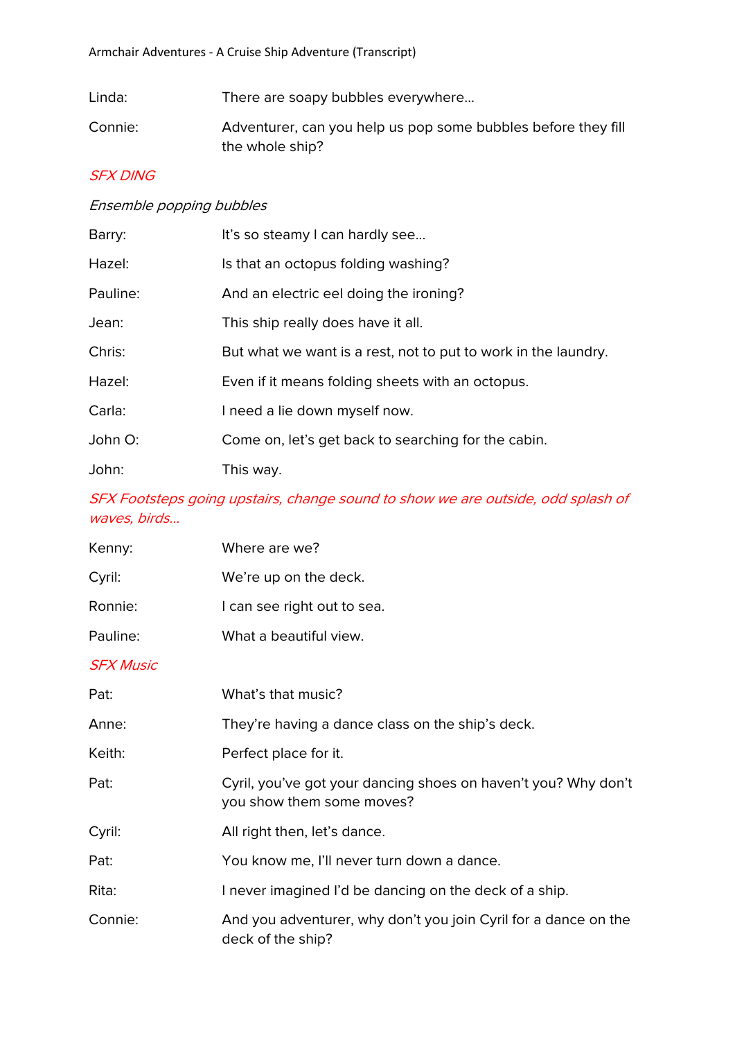| | |
|---|---|
| Linda: | There are soapy bubbles everywhere... |
| Connie: | Adventurer, can you help us pop some bubbles before they fill the whole ship? |

*SFX DING*

*Ensemble popping bubbles*

| | |
|---|---|
| Barry: | It's so steamy I can hardly see... |
| Hazel: | Is that an octopus folding washing? |
| Pauline: | And an electric eel doing the ironing? |
| Jean: | This ship really does have it all. |
| Chris: | But what we want is a rest, not to put to work in the laundry. |
| Hazel: | Even if it means folding sheets with an octopus. |
| Carla: | I need a lie down myself now. |
| John O: | Come on, let's get back to searching for the cabin. |
| John: | This way. |

*SFX Footsteps going upstairs, change sound to show we are outside, odd splash of waves, birds...*

| | |
|---|---|
| Kenny: | Where are we? |
| Cyril: | We're up on the deck. |
| Ronnie: | I can see right out to sea. |
| Pauline: | What a beautiful view. |

*SFX Music*

| | |
|---|---|
| Pat: | What's that music? |
| Anne: | They're having a dance class on the ship's deck. |
| Keith: | Perfect place for it. |
| Pat: | Cyril, you've got your dancing shoes on haven't you? Why don't you show them some moves? |
| Cyril: | All right then, let's dance. |
| Pat: | You know me, I'll never turn down a dance. |
| Rita: | I never imagined I'd be dancing on the deck of a ship. |
| Connie: | And you adventurer, why don't you join Cyril for a dance on the deck of the ship? |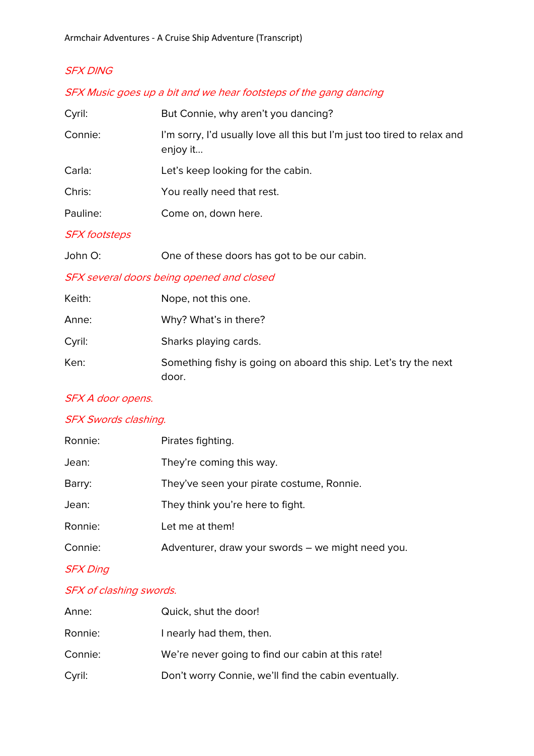*SFX DING*

*SFX Music goes up a bit and we hear footsteps of the gang dancing*

| | |
|---|---|
| Cyril: | But Connie, why aren't you dancing? |
| Connie: | I'm sorry, I'd usually love all this but I'm just too tired to relax and enjoy it… |
| Carla: | Let's keep looking for the cabin. |
| Chris: | You really need that rest. |
| Pauline: | Come on, down here. |

*SFX footsteps*

| | |
|---|---|
| John O: | One of these doors has got to be our cabin. |

*SFX several doors being opened and closed*

| | |
|---|---|
| Keith: | Nope, not this one. |
| Anne: | Why? What's in there? |
| Cyril: | Sharks playing cards. |
| Ken: | Something fishy is going on aboard this ship. Let's try the next door. |

*SFX A door opens.*

*SFX Swords clashing.*

| | |
|---|---|
| Ronnie: | Pirates fighting. |
| Jean: | They're coming this way. |
| Barry: | They've seen your pirate costume, Ronnie. |
| Jean: | They think you're here to fight. |
| Ronnie: | Let me at them! |
| Connie: | Adventurer, draw your swords – we might need you. |

*SFX Ding*

*SFX of clashing swords.*

| | |
|---|---|
| Anne: | Quick, shut the door! |
| Ronnie: | I nearly had them, then. |
| Connie: | We're never going to find our cabin at this rate! |
| Cyril: | Don't worry Connie, we'll find the cabin eventually. |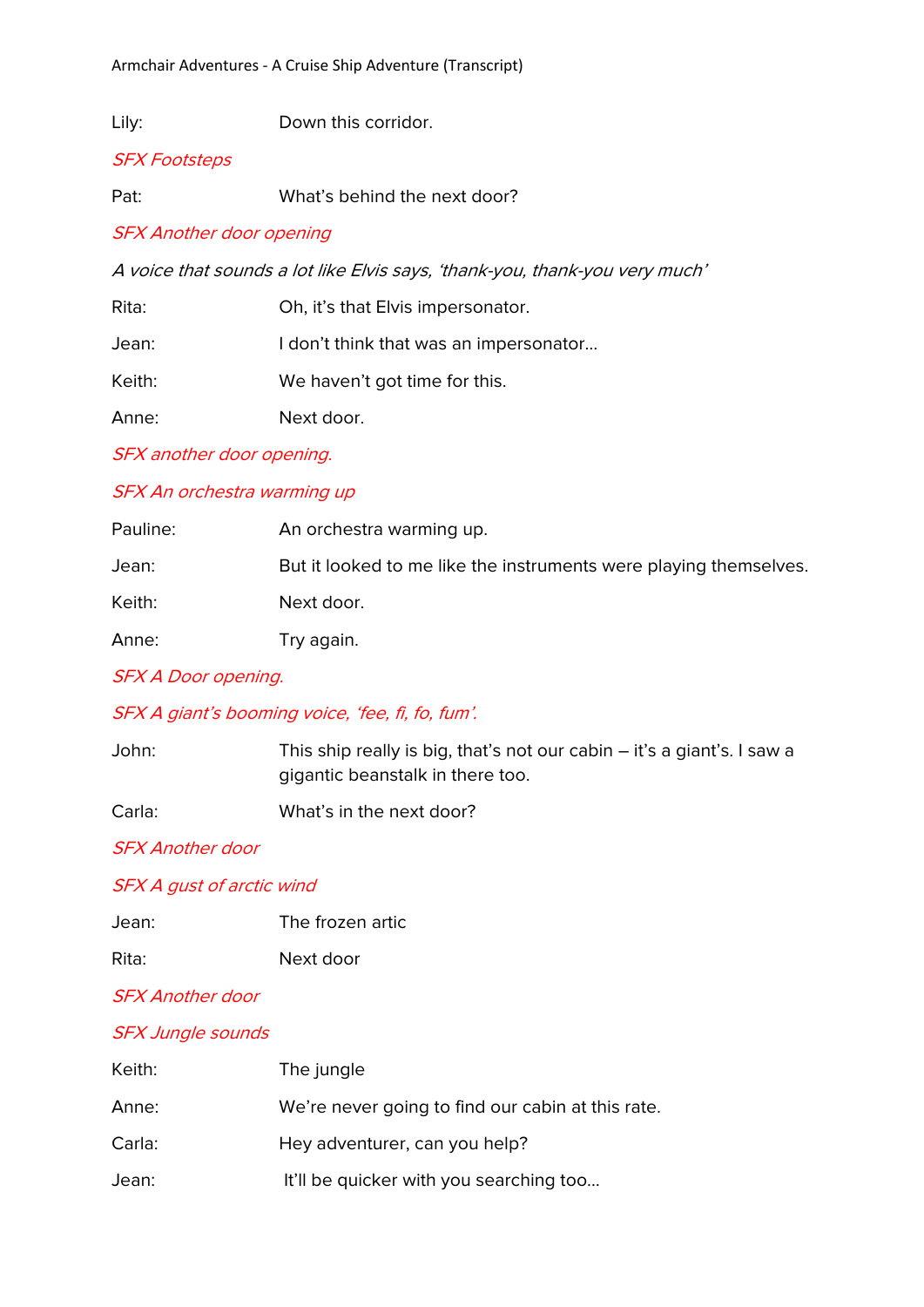Lily: Down this corridor.

*SFX Footsteps*

Pat: What's behind the next door?

*SFX Another door opening*

*A voice that sounds a lot like Elvis says, 'thank-you, thank-you very much'*

Rita: Oh, it's that Elvis impersonator.

Jean: I don't think that was an impersonator…

Keith: We haven't got time for this.

Anne: Next door.

*SFX another door opening.*

*SFX An orchestra warming up*

Pauline: An orchestra warming up.

Jean: But it looked to me like the instruments were playing themselves.

Keith: Next door.

Anne: Try again.

*SFX A Door opening.*

*SFX A giant's booming voice, 'fee, fi, fo, fum'.*

John: This ship really is big, that's not our cabin – it's a giant's. I saw a gigantic beanstalk in there too.

Carla: What's in the next door?

*SFX Another door*

*SFX A gust of arctic wind*

Jean: The frozen artic

Rita: Next door

*SFX Another door*

*SFX Jungle sounds*

Keith: The jungle

Anne: We're never going to find our cabin at this rate.

Carla: Hey adventurer, can you help?

Jean: It'll be quicker with you searching too…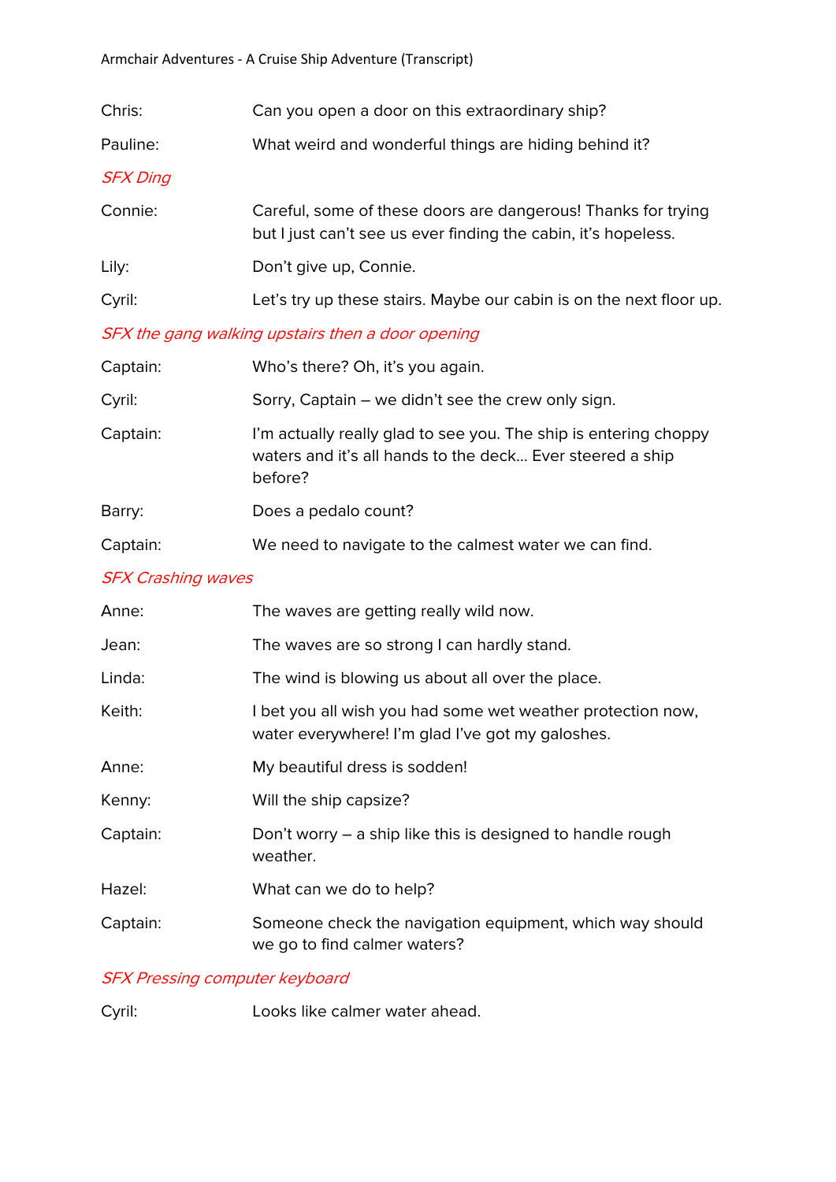| | |
|---|---|
| Chris: | Can you open a door on this extraordinary ship? |
| Pauline: | What weird and wonderful things are hiding behind it? |
| *SFX Ding* | |
| Connie: | Careful, some of these doors are dangerous! Thanks for trying but I just can't see us ever finding the cabin, it's hopeless. |
| Lily: | Don't give up, Connie. |
| Cyril: | Let's try up these stairs. Maybe our cabin is on the next floor up. |
| *SFX the gang walking upstairs then a door opening* | |
| Captain: | Who's there? Oh, it's you again. |
| Cyril: | Sorry, Captain – we didn't see the crew only sign. |
| Captain: | I'm actually really glad to see you. The ship is entering choppy waters and it's all hands to the deck… Ever steered a ship before? |
| Barry: | Does a pedalo count? |
| Captain: | We need to navigate to the calmest water we can find. |
| *SFX Crashing waves* | |
| Anne: | The waves are getting really wild now. |
| Jean: | The waves are so strong I can hardly stand. |
| Linda: | The wind is blowing us about all over the place. |
| Keith: | I bet you all wish you had some wet weather protection now, water everywhere! I'm glad I've got my galoshes. |
| Anne: | My beautiful dress is sodden! |
| Kenny: | Will the ship capsize? |
| Captain: | Don't worry – a ship like this is designed to handle rough weather. |
| Hazel: | What can we do to help? |
| Captain: | Someone check the navigation equipment, which way should we go to find calmer waters? |
| *SFX Pressing computer keyboard* | |
| Cyril: | Looks like calmer water ahead. |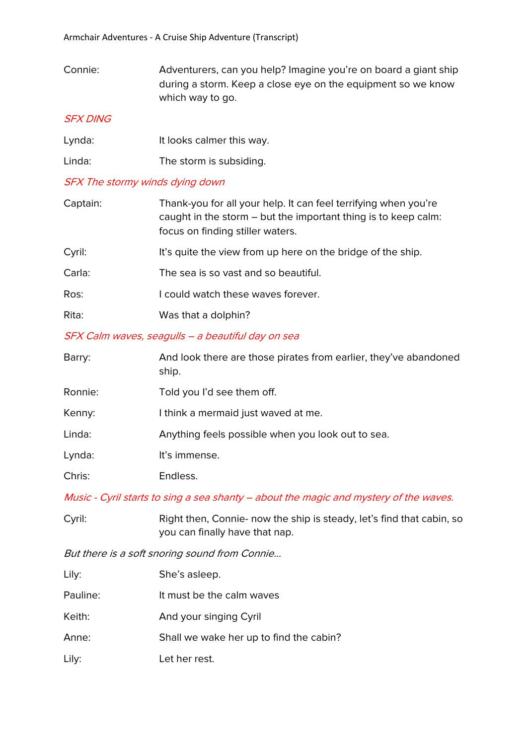Connie: Adventurers, can you help? Imagine you're on board a giant ship during a storm. Keep a close eye on the equipment so we know which way to go.

*SFX DING*

Lynda: It looks calmer this way.

Linda: The storm is subsiding.

*SFX The stormy winds dying down*

Captain: Thank-you for all your help. It can feel terrifying when you're caught in the storm – but the important thing is to keep calm: focus on finding stiller waters.

Cyril: It's quite the view from up here on the bridge of the ship.

Carla: The sea is so vast and so beautiful.

Ros: I could watch these waves forever.

Rita: Was that a dolphin?

*SFX Calm waves, seagulls – a beautiful day on sea*

Barry: And look there are those pirates from earlier, they've abandoned ship.

Ronnie: Told you I'd see them off.

Kenny: I think a mermaid just waved at me.

Linda: Anything feels possible when you look out to sea.

Lynda: It's immense.

Chris: Endless.

*Music - Cyril starts to sing a sea shanty – about the magic and mystery of the waves.*

Cyril: Right then, Connie- now the ship is steady, let's find that cabin, so you can finally have that nap.

*But there is a soft snoring sound from Connie...*

Lily: She's asleep.

Pauline: It must be the calm waves

Keith: And your singing Cyril

Anne: Shall we wake her up to find the cabin?

Lily: Let her rest.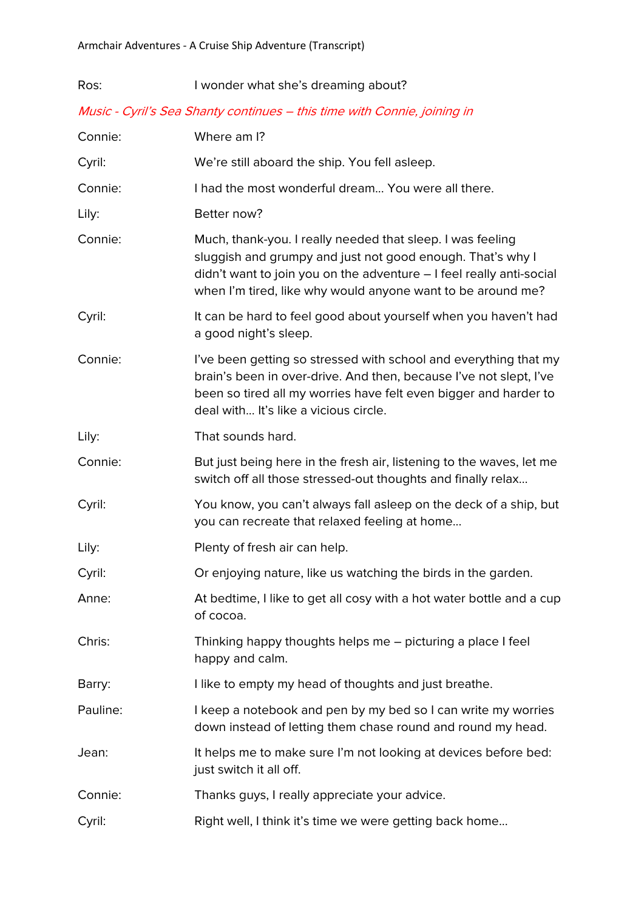| | |
|---|---|
| Ros: | I wonder what she's dreaming about? |

*Music - Cyril's Sea Shanty continues – this time with Connie, joining in*

| | |
|---|---|
| Connie: | Where am I? |
| Cyril: | We're still aboard the ship. You fell asleep. |
| Connie: | I had the most wonderful dream… You were all there. |
| Lily: | Better now? |
| Connie: | Much, thank-you. I really needed that sleep. I was feeling sluggish and grumpy and just not good enough. That's why I didn't want to join you on the adventure – I feel really anti-social when I'm tired, like why would anyone want to be around me? |
| Cyril: | It can be hard to feel good about yourself when you haven't had a good night's sleep. |
| Connie: | I've been getting so stressed with school and everything that my brain's been in over-drive. And then, because I've not slept, I've been so tired all my worries have felt even bigger and harder to deal with… It's like a vicious circle. |
| Lily: | That sounds hard. |
| Connie: | But just being here in the fresh air, listening to the waves, let me switch off all those stressed-out thoughts and finally relax… |
| Cyril: | You know, you can't always fall asleep on the deck of a ship, but you can recreate that relaxed feeling at home… |
| Lily: | Plenty of fresh air can help. |
| Cyril: | Or enjoying nature, like us watching the birds in the garden. |
| Anne: | At bedtime, I like to get all cosy with a hot water bottle and a cup of cocoa. |
| Chris: | Thinking happy thoughts helps me – picturing a place I feel happy and calm. |
| Barry: | I like to empty my head of thoughts and just breathe. |
| Pauline: | I keep a notebook and pen by my bed so I can write my worries down instead of letting them chase round and round my head. |
| Jean: | It helps me to make sure I'm not looking at devices before bed: just switch it all off. |
| Connie: | Thanks guys, I really appreciate your advice. |
| Cyril: | Right well, I think it's time we were getting back home… |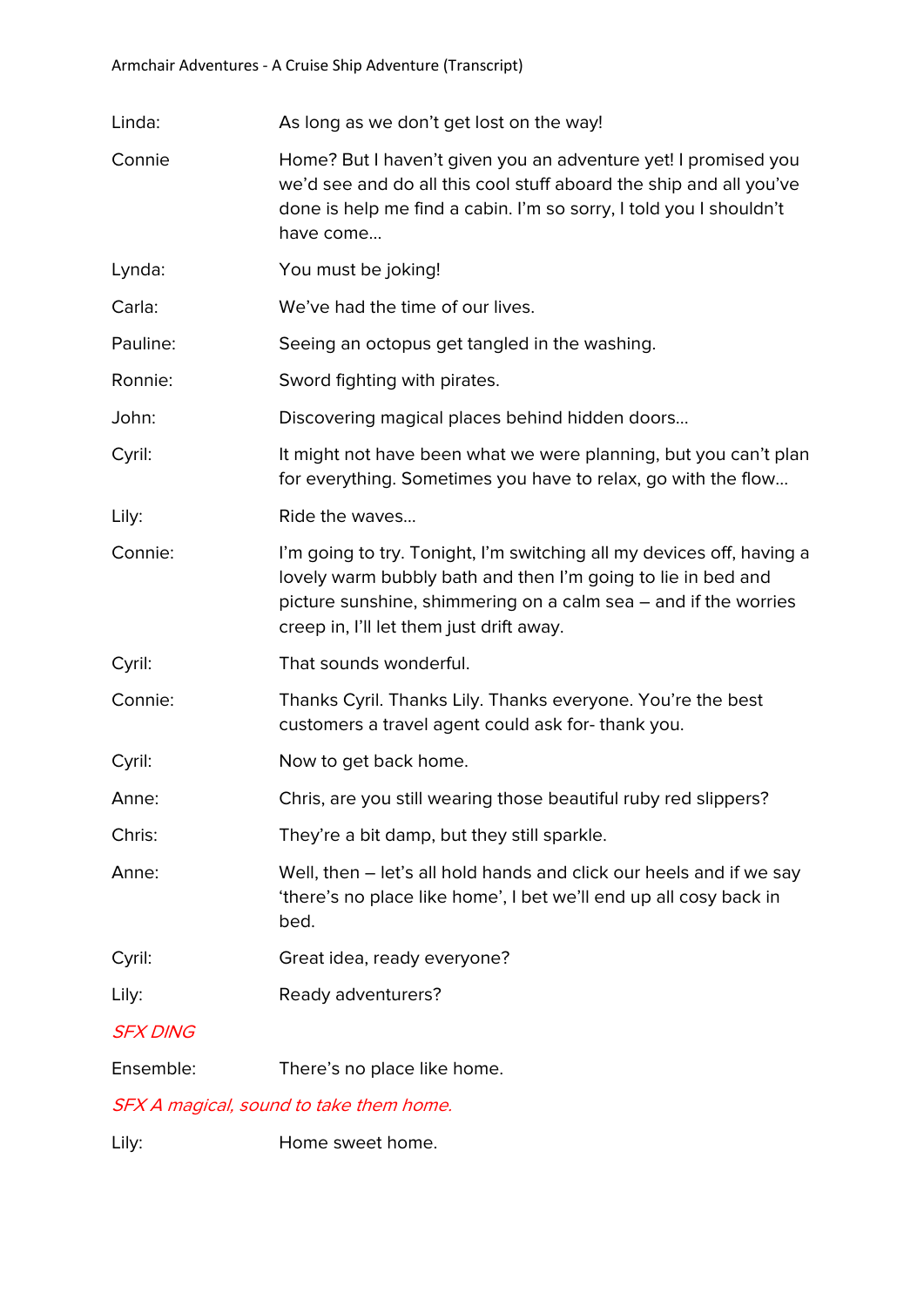| | |
|---|---|
| Linda: | As long as we don't get lost on the way! |
| Connie | Home? But I haven't given you an adventure yet! I promised you we'd see and do all this cool stuff aboard the ship and all you've done is help me find a cabin. I'm so sorry, I told you I shouldn't have come… |
| Lynda: | You must be joking! |
| Carla: | We've had the time of our lives. |
| Pauline: | Seeing an octopus get tangled in the washing. |
| Ronnie: | Sword fighting with pirates. |
| John: | Discovering magical places behind hidden doors… |
| Cyril: | It might not have been what we were planning, but you can't plan for everything. Sometimes you have to relax, go with the flow… |
| Lily: | Ride the waves… |
| Connie: | I'm going to try. Tonight, I'm switching all my devices off, having a lovely warm bubbly bath and then I'm going to lie in bed and picture sunshine, shimmering on a calm sea – and if the worries creep in, I'll let them just drift away. |
| Cyril: | That sounds wonderful. |
| Connie: | Thanks Cyril. Thanks Lily. Thanks everyone. You're the best customers a travel agent could ask for- thank you. |
| Cyril: | Now to get back home. |
| Anne: | Chris, are you still wearing those beautiful ruby red slippers? |
| Chris: | They're a bit damp, but they still sparkle. |
| Anne: | Well, then – let's all hold hands and click our heels and if we say 'there's no place like home', I bet we'll end up all cosy back in bed. |
| Cyril: | Great idea, ready everyone? |
| Lily: | Ready adventurers? |

*SFX DING*

| | |
|---|---|
| Ensemble: | There's no place like home. |

*SFX A magical, sound to take them home.*

| | |
|---|---|
| Lily: | Home sweet home. |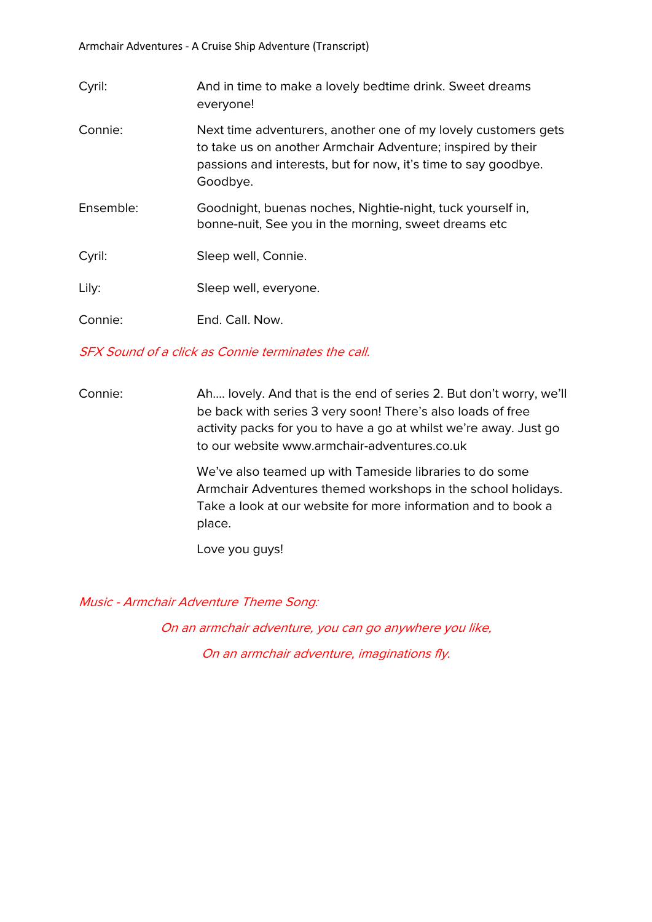| | |
|---|---|
| Cyril: | And in time to make a lovely bedtime drink. Sweet dreams everyone! |
| Connie: | Next time adventurers, another one of my lovely customers gets to take us on another Armchair Adventure; inspired by their passions and interests, but for now, it's time to say goodbye. Goodbye. |
| Ensemble: | Goodnight, buenas noches, Nightie-night, tuck yourself in, bonne-nuit, See you in the morning, sweet dreams etc |
| Cyril: | Sleep well, Connie. |
| Lily: | Sleep well, everyone. |
| Connie: | End. Call. Now. |

*SFX Sound of a click as Connie terminates the call.*

| | |
|---|---|
| Connie: | Ah.... lovely. And that is the end of series 2. But don't worry, we'll be back with series 3 very soon! There's also loads of free activity packs for you to have a go at whilst we're away. Just go to our website www.armchair-adventures.co.uk<br><br>We've also teamed up with Tameside libraries to do some Armchair Adventures themed workshops in the school holidays. Take a look at our website for more information and to book a place.<br><br>Love you guys! |

*Music - Armchair Adventure Theme Song:*

*On an armchair adventure, you can go anywhere you like,*

*On an armchair adventure, imaginations fly.*